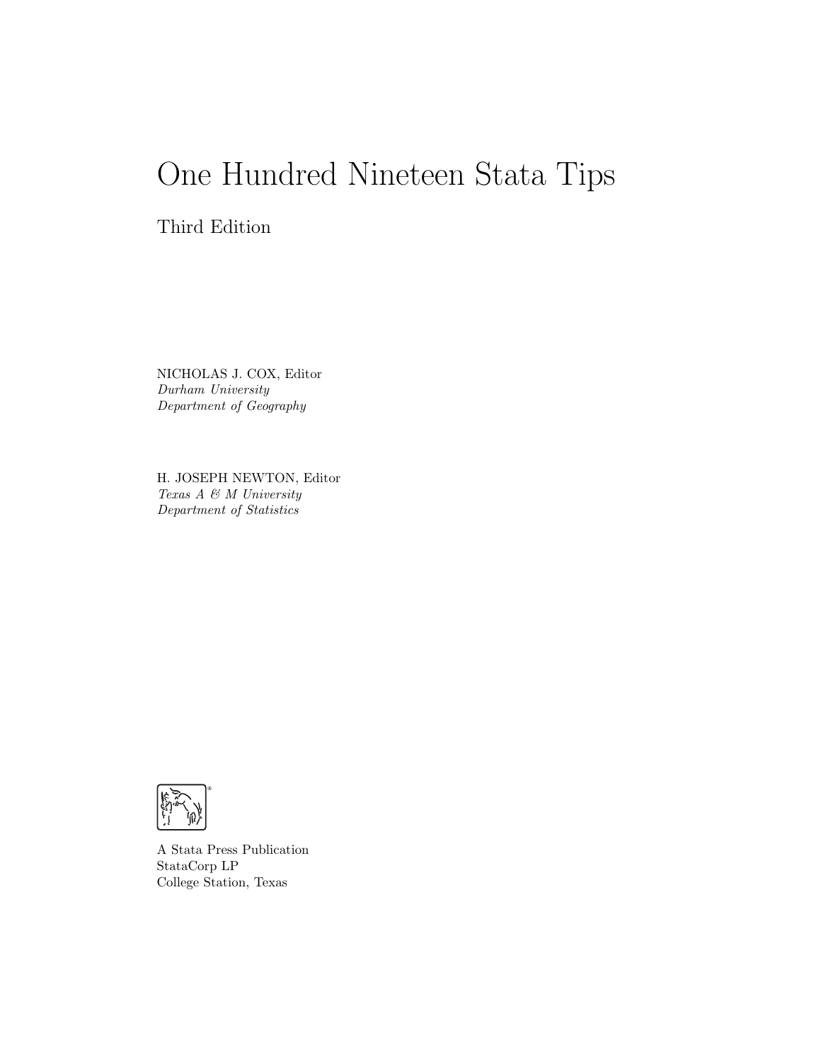# One Hundred Nineteen Stata Tips

Third Edition

NICHOLAS J. COX, Editor
*Durham University*
*Department of Geography*

H. JOSEPH NEWTON, Editor
*Texas A & M University*
*Department of Statistics*

A Stata Press Publication
StataCorp LP
College Station, Texas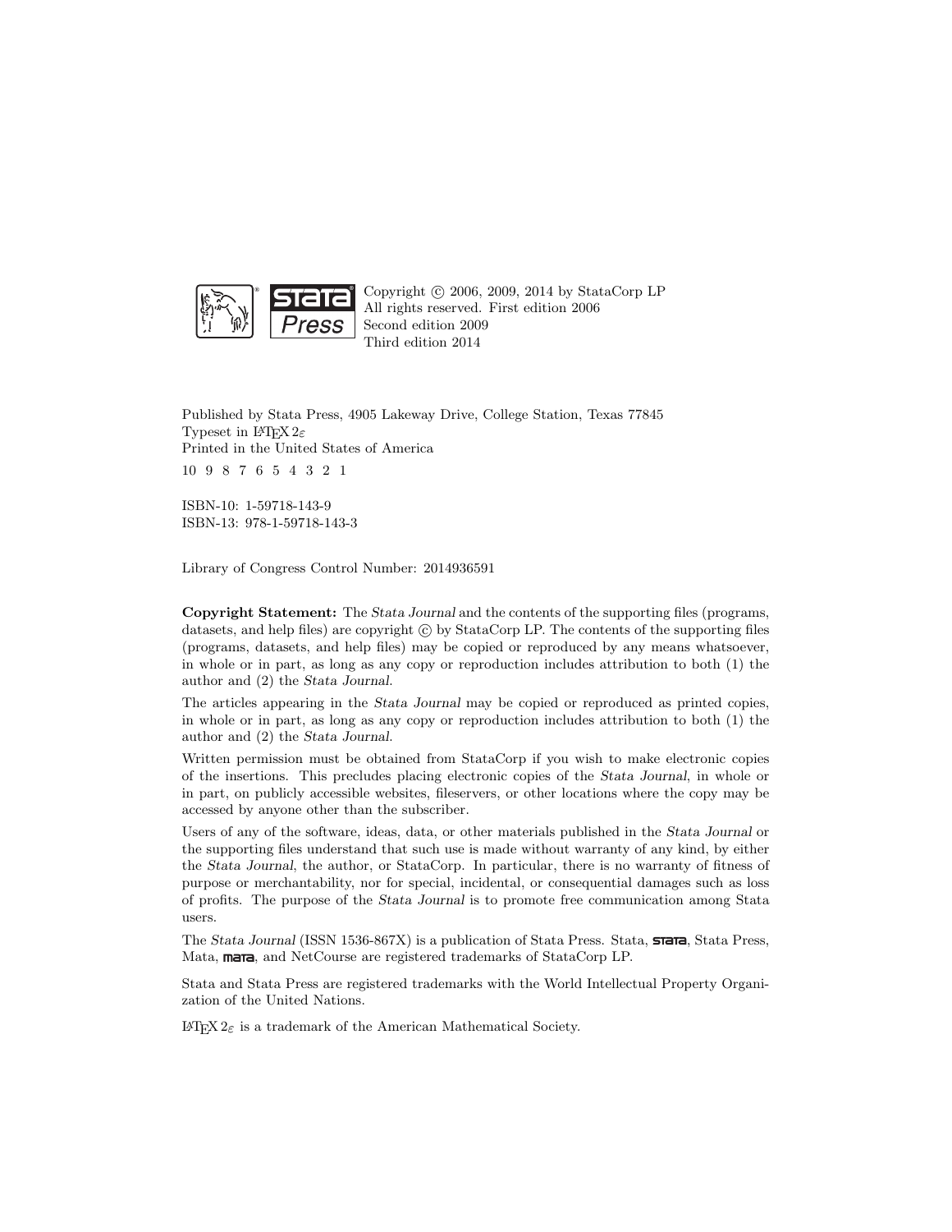Copyright © 2006, 2009, 2014 by StataCorp LP
All rights reserved. First edition 2006
Second edition 2009
Third edition 2014

Published by Stata Press, 4905 Lakeway Drive, College Station, Texas 77845
Typeset in $\LaTeX\,2_\varepsilon$
Printed in the United States of America

10 9 8 7 6 5 4 3 2 1

ISBN-10: 1-59718-143-9
ISBN-13: 978-1-59718-143-3

Library of Congress Control Number: 2014936591

**Copyright Statement:** The *Stata Journal* and the contents of the supporting files (programs, datasets, and help files) are copyright © by StataCorp LP. The contents of the supporting files (programs, datasets, and help files) may be copied or reproduced by any means whatsoever, in whole or in part, as long as any copy or reproduction includes attribution to both (1) the author and (2) the *Stata Journal*.

The articles appearing in the *Stata Journal* may be copied or reproduced as printed copies, in whole or in part, as long as any copy or reproduction includes attribution to both (1) the author and (2) the *Stata Journal*.

Written permission must be obtained from StataCorp if you wish to make electronic copies of the insertions. This precludes placing electronic copies of the *Stata Journal*, in whole or in part, on publicly accessible websites, fileservers, or other locations where the copy may be accessed by anyone other than the subscriber.

Users of any of the software, ideas, data, or other materials published in the *Stata Journal* or the supporting files understand that such use is made without warranty of any kind, by either the *Stata Journal*, the author, or StataCorp. In particular, there is no warranty of fitness of purpose or merchantability, nor for special, incidental, or consequential damages such as loss of profits. The purpose of the *Stata Journal* is to promote free communication among Stata users.

The *Stata Journal* (ISSN 1536-867X) is a publication of Stata Press. Stata, **stata**, Stata Press, Mata, **mata**, and NetCourse are registered trademarks of StataCorp LP.

Stata and Stata Press are registered trademarks with the World Intellectual Property Organization of the United Nations.

$\LaTeX\,2_\varepsilon$ is a trademark of the American Mathematical Society.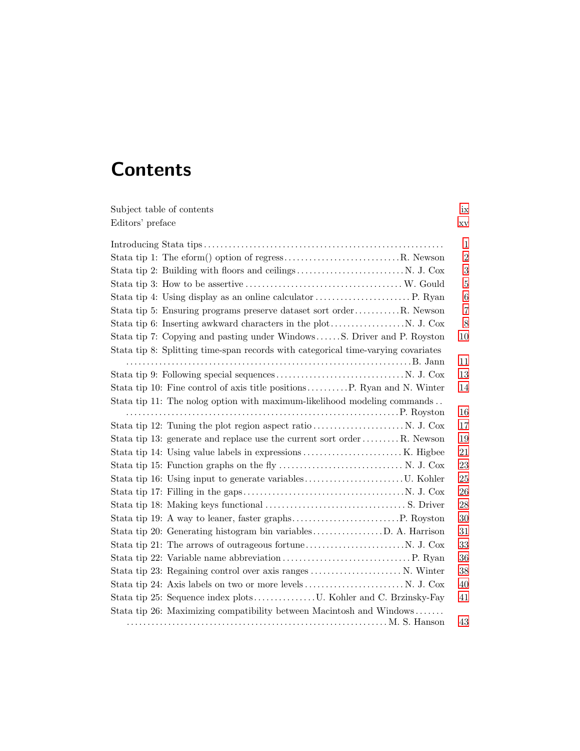# Contents

Subject table of contents ix
Editors' preface xv

Introducing Stata tips . . . . . . . . . . . . . . . . . . . . . . . . . . . . . . . . . . . . . . . . . . . . . . . . . . . . . . . . . 1
Stata tip 1: The eform() option of regress . . . . . . . . . . . . . . . . . . . . . . . . . . . . R. Newson 2
Stata tip 2: Building with floors and ceilings . . . . . . . . . . . . . . . . . . . . . . . . . . N. J. Cox 3
Stata tip 3: How to be assertive . . . . . . . . . . . . . . . . . . . . . . . . . . . . . . . . . . . . . . W. Gould 5
Stata tip 4: Using display as an online calculator . . . . . . . . . . . . . . . . . . . . . . . P. Ryan 6
Stata tip 5: Ensuring programs preserve dataset sort order . . . . . . . . . . . R. Newson 7
Stata tip 6: Inserting awkward characters in the plot . . . . . . . . . . . . . . . . . . N. J. Cox 8
Stata tip 7: Copying and pasting under Windows . . . . . . S. Driver and P. Royston 10
Stata tip 8: Splitting time-span records with categorical time-varying covariates . . . . . . . . . . . . . . . . . . . . . . . . . . . . . . . . . . . . . . . . . . . . . . . . . . . . . . . . . . . . . . . . . B. Jann 11
Stata tip 9: Following special sequences . . . . . . . . . . . . . . . . . . . . . . . . . . . . . . . N. J. Cox 13
Stata tip 10: Fine control of axis title positions . . . . . . . . . . P. Ryan and N. Winter 14
Stata tip 11: The nolog option with maximum-likelihood modeling commands . . . . . . . . . . . . . . . . . . . . . . . . . . . . . . . . . . . . . . . . . . . . . . . . . . . . . . . . . . . . . . . . . . . P. Royston 16
Stata tip 12: Tuning the plot region aspect ratio . . . . . . . . . . . . . . . . . . . . . . N. J. Cox 17
Stata tip 13: generate and replace use the current sort order . . . . . . . . . R. Newson 19
Stata tip 14: Using value labels in expressions . . . . . . . . . . . . . . . . . . . . . . . . K. Higbee 21
Stata tip 15: Function graphs on the fly . . . . . . . . . . . . . . . . . . . . . . . . . . . . . . N. J. Cox 23
Stata tip 16: Using input to generate variables . . . . . . . . . . . . . . . . . . . . . . . . U. Kohler 25
Stata tip 17: Filling in the gaps . . . . . . . . . . . . . . . . . . . . . . . . . . . . . . . . . . . . . . . N. J. Cox 26
Stata tip 18: Making keys functional . . . . . . . . . . . . . . . . . . . . . . . . . . . . . . . . . . S. Driver 28
Stata tip 19: A way to leaner, faster graphs . . . . . . . . . . . . . . . . . . . . . . . . . . P. Royston 30
Stata tip 20: Generating histogram bin variables . . . . . . . . . . . . . . . . . D. A. Harrison 31
Stata tip 21: The arrows of outrageous fortune . . . . . . . . . . . . . . . . . . . . . . . . N. J. Cox 33
Stata tip 22: Variable name abbreviation . . . . . . . . . . . . . . . . . . . . . . . . . . . . . . . P. Ryan 36
Stata tip 23: Regaining control over axis ranges . . . . . . . . . . . . . . . . . . . . . . N. Winter 38
Stata tip 24: Axis labels on two or more levels . . . . . . . . . . . . . . . . . . . . . . . . N. J. Cox 40
Stata tip 25: Sequence index plots . . . . . . . . . . . . . . . U. Kohler and C. Brzinsky-Fay 41
Stata tip 26: Maximizing compatibility between Macintosh and Windows . . . . . . . . . . . . . . . . . . . . . . . . . . . . . . . . . . . . . . . . . . . . . . . . . . . . . . . . . . . . . . . . . . . M. S. Hanson 43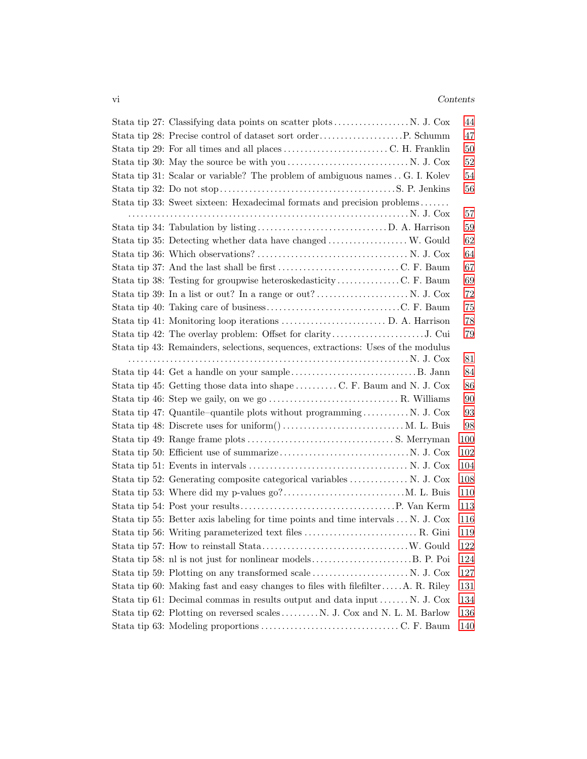Stata tip 27: Classifying data points on scatter plots . . . . . . . . . . . . . . . . . . N. J. Cox 44
Stata tip 28: Precise control of dataset sort order . . . . . . . . . . . . . . . . . . . . P. Schumm 47
Stata tip 29: For all times and all places . . . . . . . . . . . . . . . . . . . . . . . . . C. H. Franklin 50
Stata tip 30: May the source be with you . . . . . . . . . . . . . . . . . . . . . . . . . . . . N. J. Cox 52
Stata tip 31: Scalar or variable? The problem of ambiguous names . . G. I. Kolev 54
Stata tip 32: Do not stop . . . . . . . . . . . . . . . . . . . . . . . . . . . . . . . . . . . . . . . . . S. P. Jenkins 56
Stata tip 33: Sweet sixteen: Hexadecimal formats and precision problems . . . . . . . . . . . . . . . . . . . . . . . . . . . . . . . . . . . . . . . . . . . . . . . . . . . . . . . . . . . . . . . . . . . . . . . . . . . . N. J. Cox 57
Stata tip 34: Tabulation by listing . . . . . . . . . . . . . . . . . . . . . . . . . . . . . . D. A. Harrison 59
Stata tip 35: Detecting whether data have changed . . . . . . . . . . . . . . . . . . . W. Gould 62
Stata tip 36: Which observations? . . . . . . . . . . . . . . . . . . . . . . . . . . . . . . . . . . . N. J. Cox 64
Stata tip 37: And the last shall be first . . . . . . . . . . . . . . . . . . . . . . . . . . . . C. F. Baum 67
Stata tip 38: Testing for groupwise heteroskedasticity . . . . . . . . . . . . . . . C. F. Baum 69
Stata tip 39: In a list or out? In a range or out? . . . . . . . . . . . . . . . . . . . . . . N. J. Cox 72
Stata tip 40: Taking care of business . . . . . . . . . . . . . . . . . . . . . . . . . . . . . . . C. F. Baum 75
Stata tip 41: Monitoring loop iterations . . . . . . . . . . . . . . . . . . . . . . . . . D. A. Harrison 78
Stata tip 42: The overlay problem: Offset for clarity . . . . . . . . . . . . . . . . . . . . . . J. Cui 79
Stata tip 43: Remainders, selections, sequences, extractions: Uses of the modulus . . . . . . . . . . . . . . . . . . . . . . . . . . . . . . . . . . . . . . . . . . . . . . . . . . . . . . . . . . . . . . . . . N. J. Cox 81
Stata tip 44: Get a handle on your sample . . . . . . . . . . . . . . . . . . . . . . . . . . . . . . B. Jann 84
Stata tip 45: Getting those data into shape . . . . . . . . . . C. F. Baum and N. J. Cox 86
Stata tip 46: Step we gaily, on we go . . . . . . . . . . . . . . . . . . . . . . . . . . . . . . . R. Williams 90
Stata tip 47: Quantile–quantile plots without programming . . . . . . . . . . . N. J. Cox 93
Stata tip 48: Discrete uses for uniform() . . . . . . . . . . . . . . . . . . . . . . . . . . . . M. L. Buis 98
Stata tip 49: Range frame plots . . . . . . . . . . . . . . . . . . . . . . . . . . . . . . . . . . S. Merryman 100
Stata tip 50: Efficient use of summarize . . . . . . . . . . . . . . . . . . . . . . . . . . . . . . . N. J. Cox 102
Stata tip 51: Events in intervals . . . . . . . . . . . . . . . . . . . . . . . . . . . . . . . . . . . . . N. J. Cox 104
Stata tip 52: Generating composite categorical variables . . . . . . . . . . . . . . N. J. Cox 108
Stata tip 53: Where did my p-values go? . . . . . . . . . . . . . . . . . . . . . . . . . . . . M. L. Buis 110
Stata tip 54: Post your results . . . . . . . . . . . . . . . . . . . . . . . . . . . . . . . . . . . . P. Van Kerm 113
Stata tip 55: Better axis labeling for time points and time intervals . . . N. J. Cox 116
Stata tip 56: Writing parameterized text files . . . . . . . . . . . . . . . . . . . . . . . . . . . R. Gini 119
Stata tip 57: How to reinstall Stata . . . . . . . . . . . . . . . . . . . . . . . . . . . . . . . . . . W. Gould 122
Stata tip 58: nl is not just for nonlinear models . . . . . . . . . . . . . . . . . . . . . . . . B. P. Poi 124
Stata tip 59: Plotting on any transformed scale . . . . . . . . . . . . . . . . . . . . . . . N. J. Cox 127
Stata tip 60: Making fast and easy changes to files with filefilter . . . . . A. R. Riley 131
Stata tip 61: Decimal commas in results output and data input . . . . . . . N. J. Cox 134
Stata tip 62: Plotting on reversed scales . . . . . . . . . N. J. Cox and N. L. M. Barlow 136
Stata tip 63: Modeling proportions . . . . . . . . . . . . . . . . . . . . . . . . . . . . . . . . . C. F. Baum 140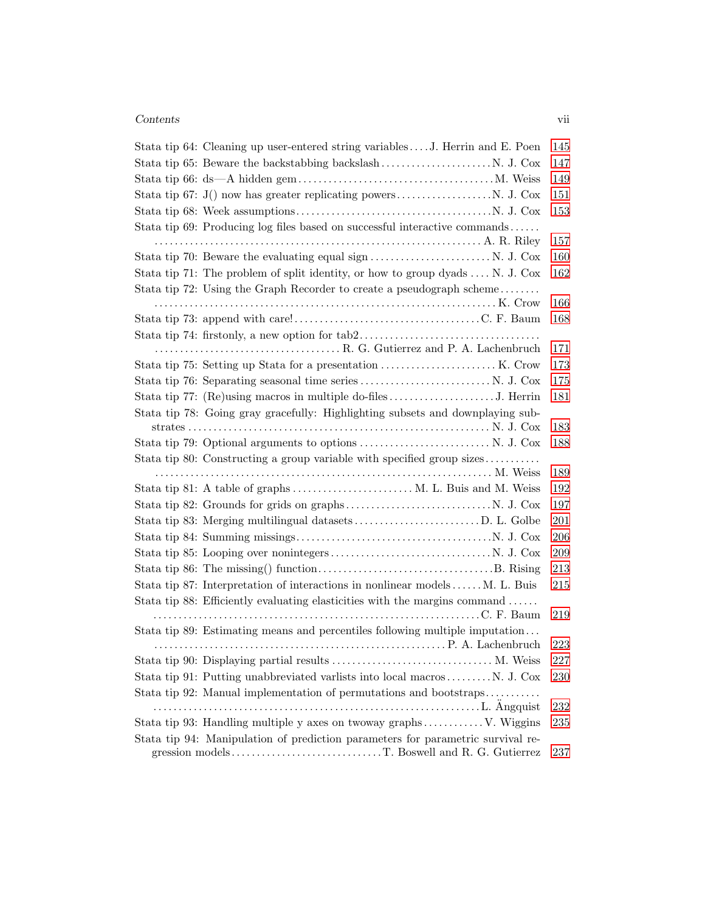Stata tip 64: Cleaning up user-entered string variables . . . . J. Herrin and E. Poen 145

Stata tip 65: Beware the backstabbing backslash . . . . . . . . . . . . . . . . . . . . . . N. J. Cox 147

Stata tip 66: ds—A hidden gem . . . . . . . . . . . . . . . . . . . . . . . . . . . . . . . . . . . . . . M. Weiss 149

Stata tip 67: J() now has greater replicating powers . . . . . . . . . . . . . . . . . . . N. J. Cox 151

Stata tip 68: Week assumptions . . . . . . . . . . . . . . . . . . . . . . . . . . . . . . . . . . . . . . N. J. Cox 153

Stata tip 69: Producing log files based on successful interactive commands . . . . . . . . . . . . . . . . . . . . . . . . . . . . . . . . . . . . . . . . . . . . . . . . . . . . . . . . . . . . . . . A. R. Riley 157

Stata tip 70: Beware the evaluating equal sign . . . . . . . . . . . . . . . . . . . . . . . . N. J. Cox 160

Stata tip 71: The problem of split identity, or how to group dyads . . . . N. J. Cox 162

Stata tip 72: Using the Graph Recorder to create a pseudograph scheme . . . . . . . . . . . . . . . . . . . . . . . . . . . . . . . . . . . . . . . . . . . . . . . . . . . . . . . . . . . . . . . . . . . . K. Crow 166

Stata tip 73: append with care! . . . . . . . . . . . . . . . . . . . . . . . . . . . . . . . . . . . . . C. F. Baum 168

Stata tip 74: firstonly, a new option for tab2 . . . . . . . . . . . . . . . . . . . . . . . . . . . . . . . . . . . . . . . . . . . . . . . . . . . . . . . . . . . . . . . . . . . . . . . R. G. Gutierrez and P. A. Lachenbruch 171

Stata tip 75: Setting up Stata for a presentation . . . . . . . . . . . . . . . . . . . . . . . K. Crow 173

Stata tip 76: Separating seasonal time series . . . . . . . . . . . . . . . . . . . . . . . . . . N. J. Cox 175

Stata tip 77: (Re)using macros in multiple do-files . . . . . . . . . . . . . . . . . . . . . J. Herrin 181

Stata tip 78: Going gray gracefully: Highlighting subsets and downplaying substrates . . . . . . . . . . . . . . . . . . . . . . . . . . . . . . . . . . . . . . . . . . . . . . . . . . . . . . . . . . . N. J. Cox 183

Stata tip 79: Optional arguments to options . . . . . . . . . . . . . . . . . . . . . . . . . . N. J. Cox 188

Stata tip 80: Constructing a group variable with specified group sizes . . . . . . . . . . . . . . . . . . . . . . . . . . . . . . . . . . . . . . . . . . . . . . . . . . . . . . . . . . . . . . . . . . . . . . . . M. Weiss 189

Stata tip 81: A table of graphs . . . . . . . . . . . . . . . . . . . . . . . . M. L. Buis and M. Weiss 192

Stata tip 82: Grounds for grids on graphs . . . . . . . . . . . . . . . . . . . . . . . . . . . . N. J. Cox 197

Stata tip 83: Merging multilingual datasets . . . . . . . . . . . . . . . . . . . . . . . . . D. L. Golbe 201

Stata tip 84: Summing missings . . . . . . . . . . . . . . . . . . . . . . . . . . . . . . . . . . . . . . N. J. Cox 206

Stata tip 85: Looping over nonintegers . . . . . . . . . . . . . . . . . . . . . . . . . . . . . . . . N. J. Cox 209

Stata tip 86: The missing() function . . . . . . . . . . . . . . . . . . . . . . . . . . . . . . . . . . B. Rising 213

Stata tip 87: Interpretation of interactions in nonlinear models . . . . . . M. L. Buis 215

Stata tip 88: Efficiently evaluating elasticities with the margins command . . . . . . . . . . . . . . . . . . . . . . . . . . . . . . . . . . . . . . . . . . . . . . . . . . . . . . . . . . . . . . . . . . . . C. F. Baum 219

Stata tip 89: Estimating means and percentiles following multiple imputation . . . . . . . . . . . . . . . . . . . . . . . . . . . . . . . . . . . . . . . . . . . . . . . . . . . . . . . . . . P. A. Lachenbruch 223

Stata tip 90: Displaying partial results . . . . . . . . . . . . . . . . . . . . . . . . . . . . . . . . M. Weiss 227

Stata tip 91: Putting unabbreviated varlists into local macros . . . . . . . . . N. J. Cox 230

Stata tip 92: Manual implementation of permutations and bootstraps . . . . . . . . . . . . . . . . . . . . . . . . . . . . . . . . . . . . . . . . . . . . . . . . . . . . . . . . . . . . . . . . . . . . . L. Ängquist 232

Stata tip 93: Handling multiple y axes on twoway graphs . . . . . . . . . . . . V. Wiggins 235

Stata tip 94: Manipulation of prediction parameters for parametric survival regression models . . . . . . . . . . . . . . . . . . . . . . . . . . . . . T. Boswell and R. G. Gutierrez 237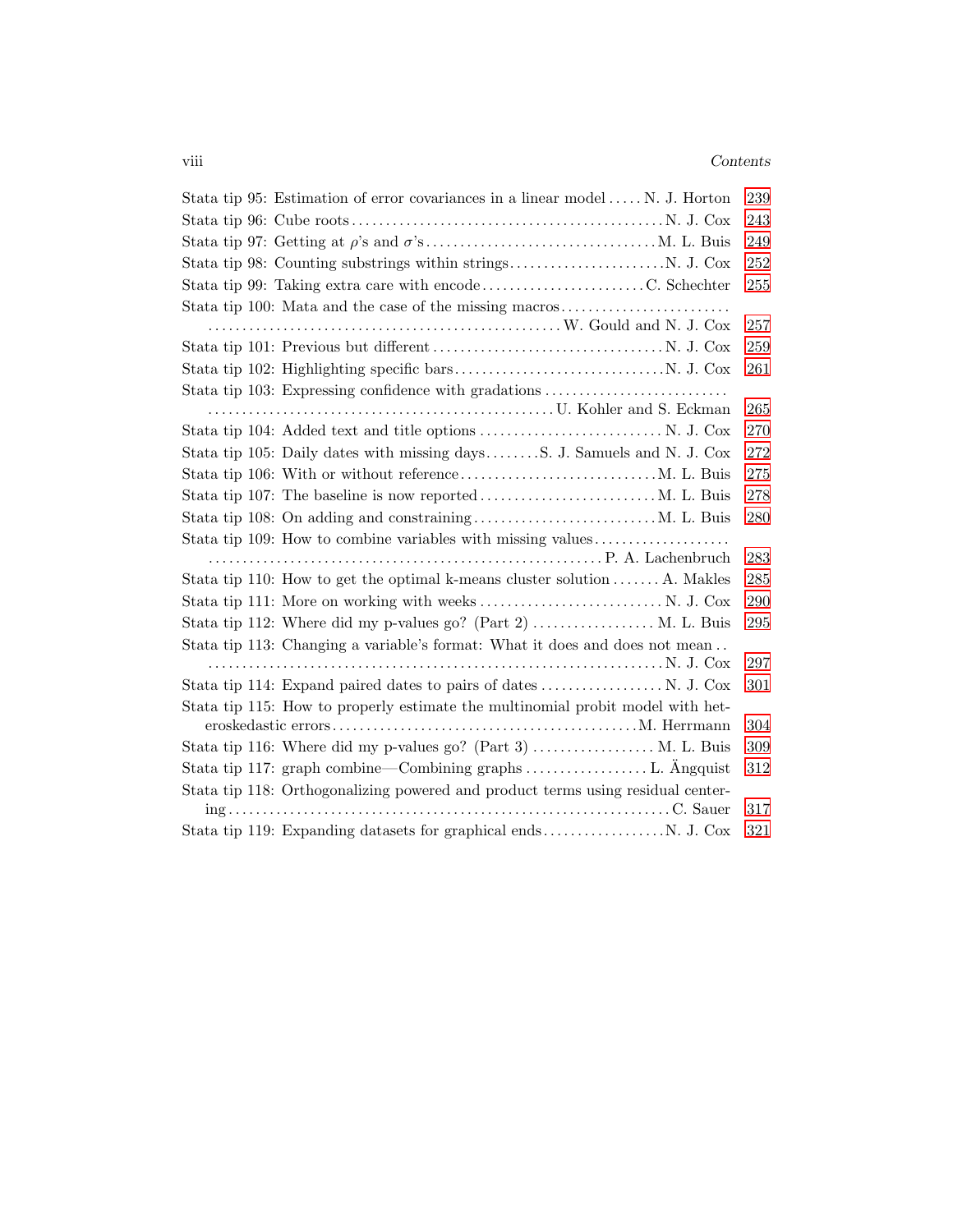Stata tip 95: Estimation of error covariances in a linear model . . . . . N. J. Horton 239

Stata tip 96: Cube roots . . . . . . . . . . . . . . . . . . . . . . . . . . . . . . . . . . . . . . . . . . . . . . N. J. Cox 243

Stata tip 97: Getting at $\rho$'s and $\sigma$'s . . . . . . . . . . . . . . . . . . . . . . . . . . . . . . . . . . M. L. Buis 249

Stata tip 98: Counting substrings within strings . . . . . . . . . . . . . . . . . . . . . . . N. J. Cox 252

Stata tip 99: Taking extra care with encode . . . . . . . . . . . . . . . . . . . . . . . . C. Schechter 255

Stata tip 100: Mata and the case of the missing macros . . . . . . . . . . . . . . . . . . . . . . . . . . . . . . . . . . . . . . . . . . . . . . . . . . . . . . . . . . . . . . . . . . . . . . . . . . . . . . . . . . W. Gould and N. J. Cox 257

Stata tip 101: Previous but different . . . . . . . . . . . . . . . . . . . . . . . . . . . . . . . . . . N. J. Cox 259

Stata tip 102: Highlighting specific bars . . . . . . . . . . . . . . . . . . . . . . . . . . . . . . . N. J. Cox 261

Stata tip 103: Expressing confidence with gradations . . . . . . . . . . . . . . . . . . . . . . . . . . . . . . . . . . . . . . . . . . . . . . . . . . . . . . . . . . . . . . . . . . . . . . . . . . . . . . . U. Kohler and S. Eckman 265

Stata tip 104: Added text and title options . . . . . . . . . . . . . . . . . . . . . . . . . . . N. J. Cox 270

Stata tip 105: Daily dates with missing days . . . . . . . . S. J. Samuels and N. J. Cox 272

Stata tip 106: With or without reference . . . . . . . . . . . . . . . . . . . . . . . . . . . . . M. L. Buis 275

Stata tip 107: The baseline is now reported . . . . . . . . . . . . . . . . . . . . . . . . . . M. L. Buis 278

Stata tip 108: On adding and constraining . . . . . . . . . . . . . . . . . . . . . . . . . . . M. L. Buis 280

Stata tip 109: How to combine variables with missing values . . . . . . . . . . . . . . . . . . . . . . . . . . . . . . . . . . . . . . . . . . . . . . . . . . . . . . . . . . . . . . . . . . . . . . . . . . . . . P. A. Lachenbruch 283

Stata tip 110: How to get the optimal k-means cluster solution . . . . . . . A. Makles 285

Stata tip 111: More on working with weeks . . . . . . . . . . . . . . . . . . . . . . . . . . . N. J. Cox 290

Stata tip 112: Where did my p-values go? (Part 2) . . . . . . . . . . . . . . . . . . M. L. Buis 295

Stata tip 113: Changing a variable's format: What it does and does not mean . . . . . . . . . . . . . . . . . . . . . . . . . . . . . . . . . . . . . . . . . . . . . . . . . . . . . . . . . . . . . . . . . . . . N. J. Cox 297

Stata tip 114: Expand paired dates to pairs of dates . . . . . . . . . . . . . . . . . . N. J. Cox 301

Stata tip 115: How to properly estimate the multinomial probit model with heteroskedastic errors . . . . . . . . . . . . . . . . . . . . . . . . . . . . . . . . . . . . . . . . . . . . M. Herrmann 304

Stata tip 116: Where did my p-values go? (Part 3) . . . . . . . . . . . . . . . . . . M. L. Buis 309

Stata tip 117: graph combine—Combining graphs . . . . . . . . . . . . . . . . . . L. Ängquist 312

Stata tip 118: Orthogonalizing powered and product terms using residual centering . . . . . . . . . . . . . . . . . . . . . . . . . . . . . . . . . . . . . . . . . . . . . . . . . . . . . . . . . . . . . . . . C. Sauer 317

Stata tip 119: Expanding datasets for graphical ends . . . . . . . . . . . . . . . . . . N. J. Cox 321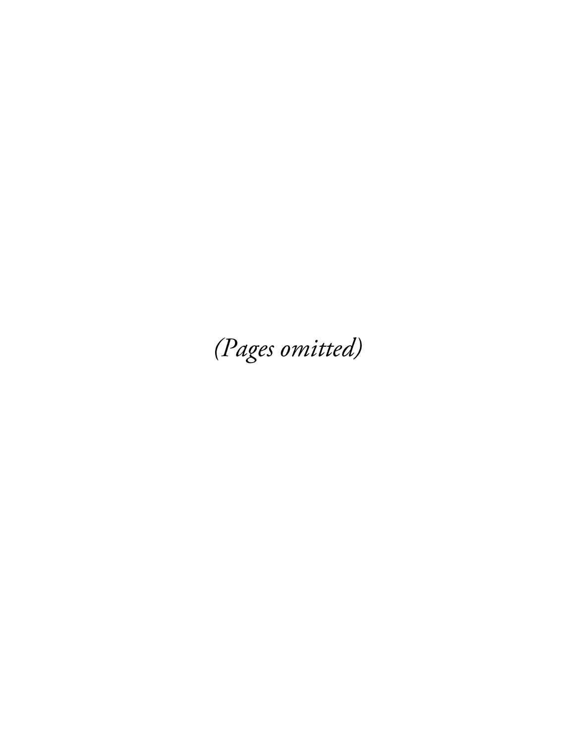*(Pages omitted)*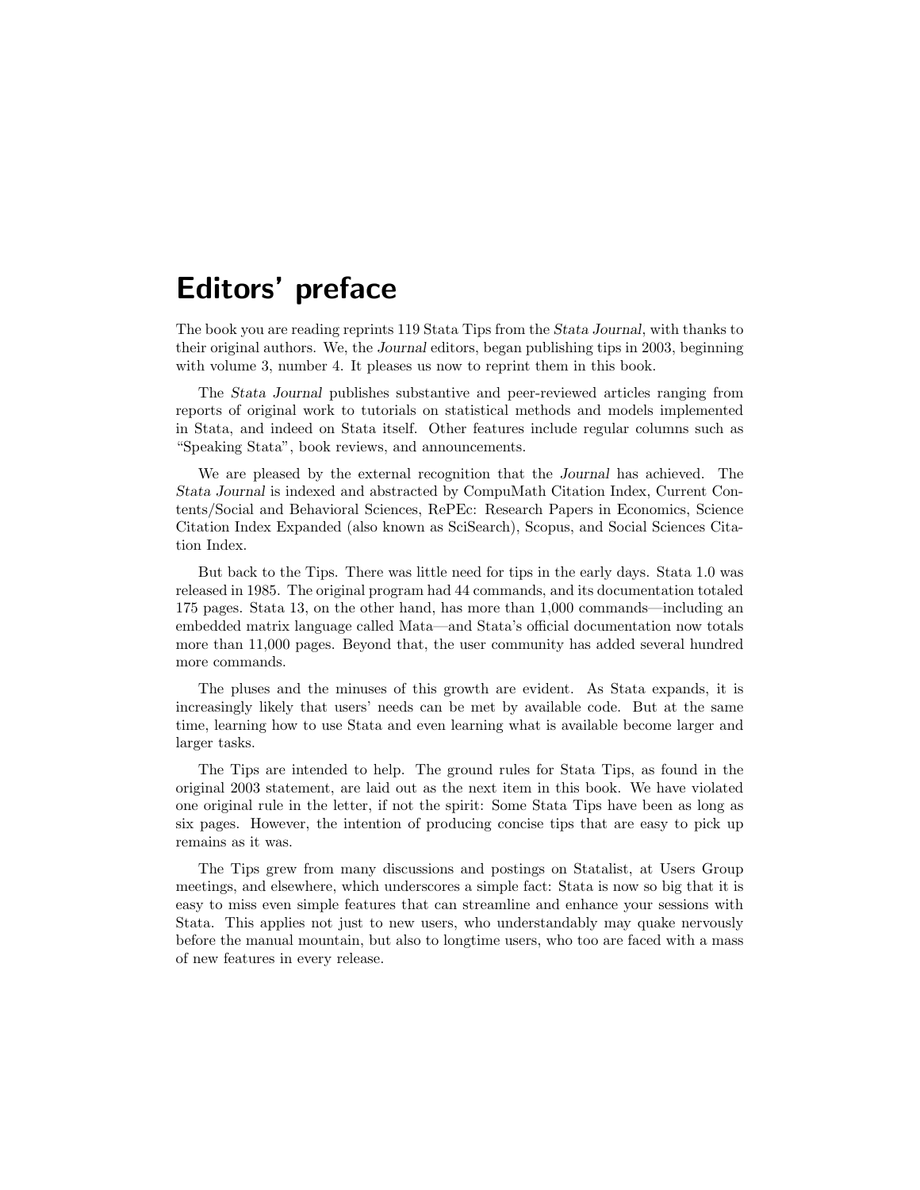# Editors' preface

The book you are reading reprints 119 Stata Tips from the *Stata Journal*, with thanks to their original authors. We, the *Journal* editors, began publishing tips in 2003, beginning with volume 3, number 4. It pleases us now to reprint them in this book.

The *Stata Journal* publishes substantive and peer-reviewed articles ranging from reports of original work to tutorials on statistical methods and models implemented in Stata, and indeed on Stata itself. Other features include regular columns such as "Speaking Stata", book reviews, and announcements.

We are pleased by the external recognition that the *Journal* has achieved. The *Stata Journal* is indexed and abstracted by CompuMath Citation Index, Current Contents/Social and Behavioral Sciences, RePEc: Research Papers in Economics, Science Citation Index Expanded (also known as SciSearch), Scopus, and Social Sciences Citation Index.

But back to the Tips. There was little need for tips in the early days. Stata 1.0 was released in 1985. The original program had 44 commands, and its documentation totaled 175 pages. Stata 13, on the other hand, has more than 1,000 commands—including an embedded matrix language called Mata—and Stata's official documentation now totals more than 11,000 pages. Beyond that, the user community has added several hundred more commands.

The pluses and the minuses of this growth are evident. As Stata expands, it is increasingly likely that users' needs can be met by available code. But at the same time, learning how to use Stata and even learning what is available become larger and larger tasks.

The Tips are intended to help. The ground rules for Stata Tips, as found in the original 2003 statement, are laid out as the next item in this book. We have violated one original rule in the letter, if not the spirit: Some Stata Tips have been as long as six pages. However, the intention of producing concise tips that are easy to pick up remains as it was.

The Tips grew from many discussions and postings on Statalist, at Users Group meetings, and elsewhere, which underscores a simple fact: Stata is now so big that it is easy to miss even simple features that can streamline and enhance your sessions with Stata. This applies not just to new users, who understandably may quake nervously before the manual mountain, but also to longtime users, who too are faced with a mass of new features in every release.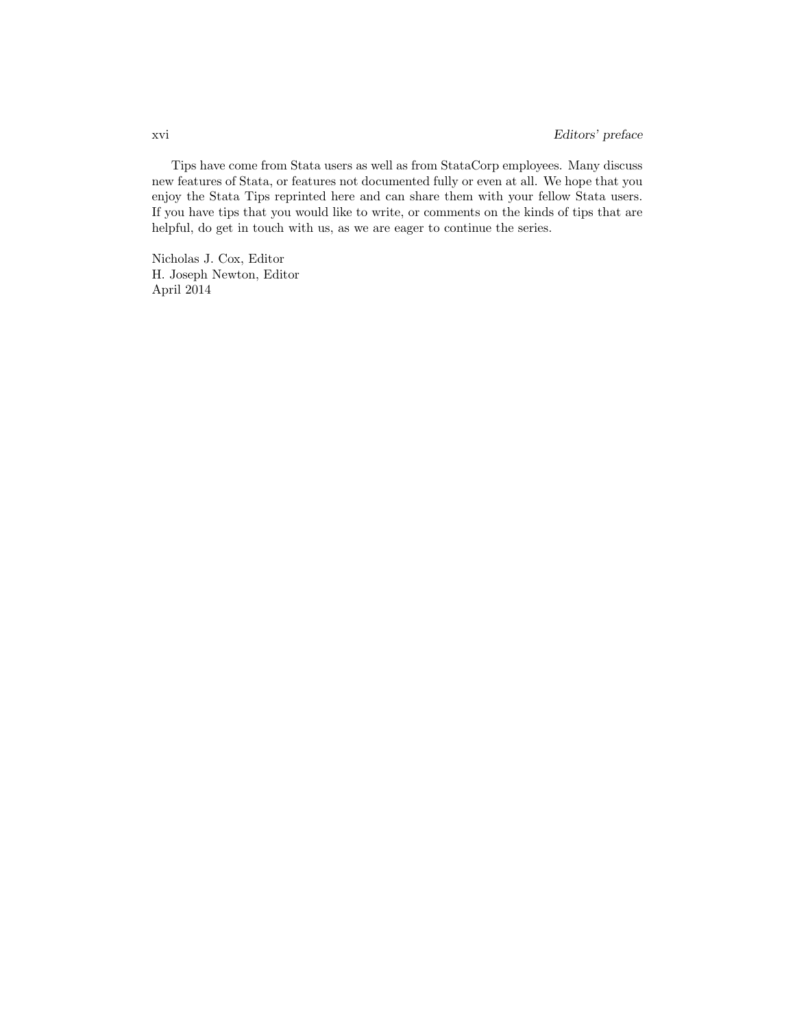Tips have come from Stata users as well as from StataCorp employees. Many discuss new features of Stata, or features not documented fully or even at all. We hope that you enjoy the Stata Tips reprinted here and can share them with your fellow Stata users. If you have tips that you would like to write, or comments on the kinds of tips that are helpful, do get in touch with us, as we are eager to continue the series.

Nicholas J. Cox, Editor
H. Joseph Newton, Editor
April 2014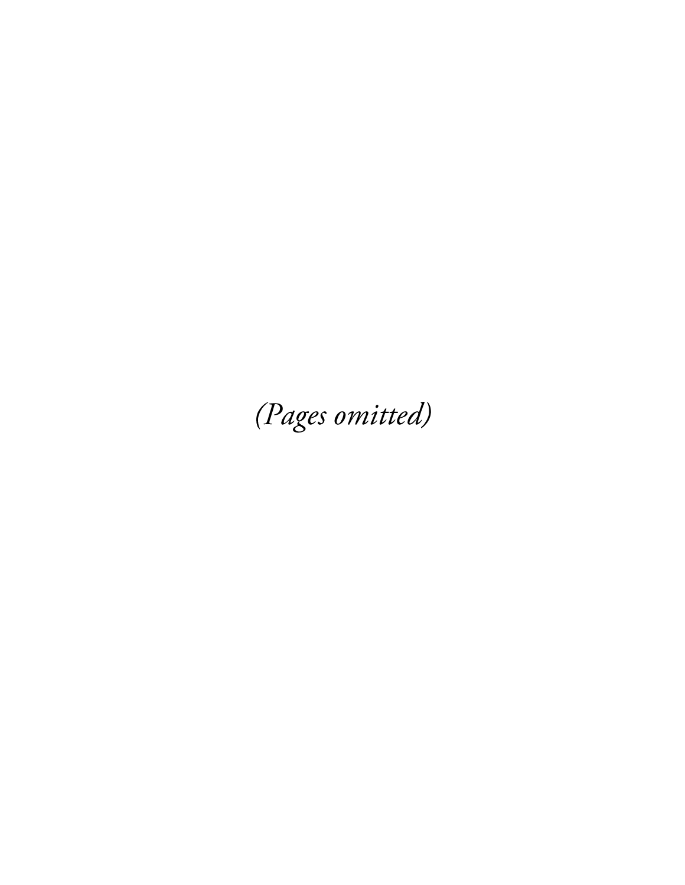*(Pages omitted)*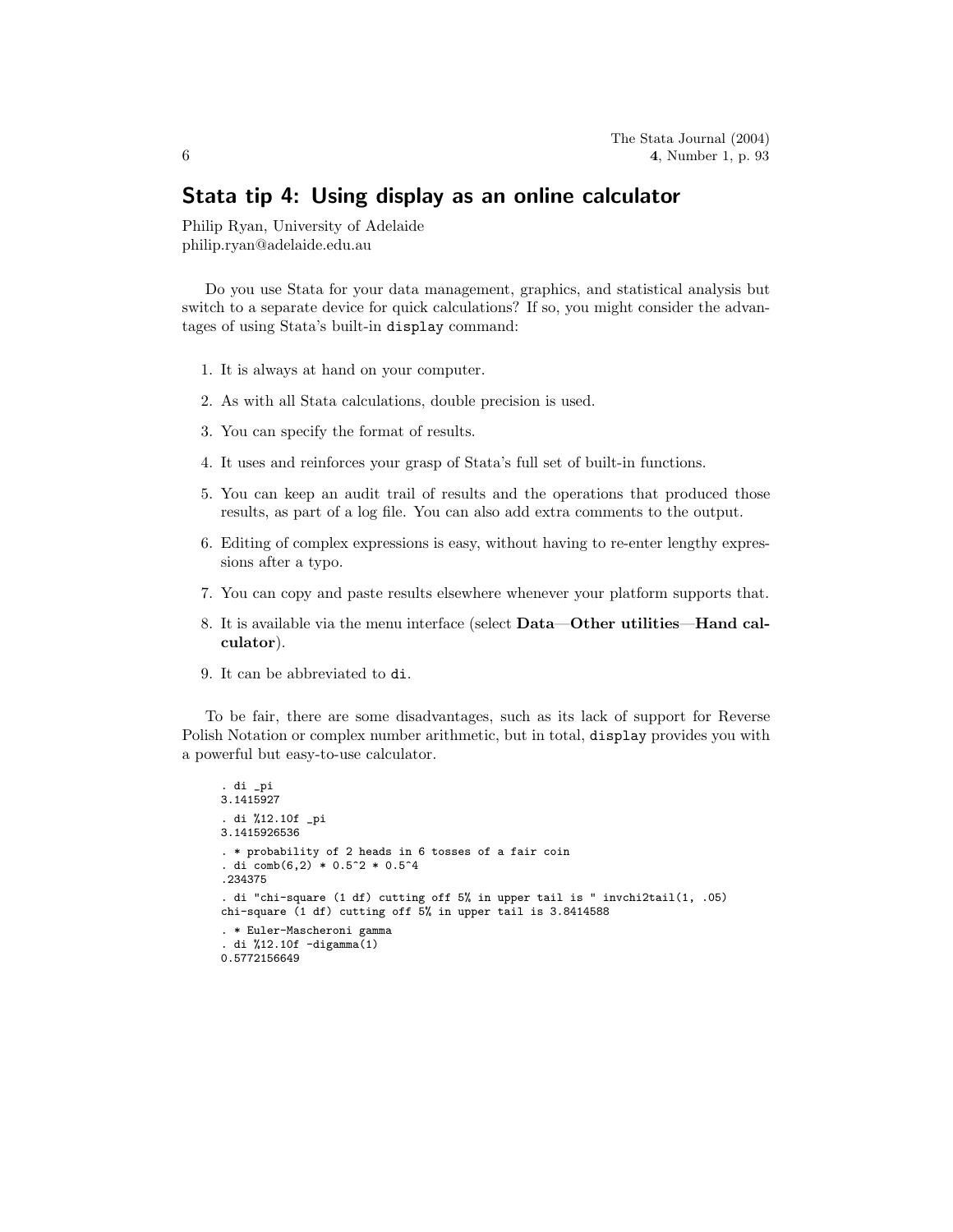## Stata tip 4: Using display as an online calculator

Philip Ryan, University of Adelaide
philip.ryan@adelaide.edu.au

Do you use Stata for your data management, graphics, and statistical analysis but switch to a separate device for quick calculations? If so, you might consider the advantages of using Stata's built-in `display` command:

1. It is always at hand on your computer.
2. As with all Stata calculations, double precision is used.
3. You can specify the format of results.
4. It uses and reinforces your grasp of Stata's full set of built-in functions.
5. You can keep an audit trail of results and the operations that produced those results, as part of a log file. You can also add extra comments to the output.
6. Editing of complex expressions is easy, without having to re-enter lengthy expressions after a typo.
7. You can copy and paste results elsewhere whenever your platform supports that.
8. It is available via the menu interface (select **Data**—**Other utilities**—**Hand calculator**).
9. It can be abbreviated to `di`.

To be fair, there are some disadvantages, such as its lack of support for Reverse Polish Notation or complex number arithmetic, but in total, `display` provides you with a powerful but easy-to-use calculator.

```
. di _pi
3.1415927
. di %12.10f _pi
3.1415926536
. * probability of 2 heads in 6 tosses of a fair coin
. di comb(6,2) * 0.5^2 * 0.5^4
.234375
. di "chi-square (1 df) cutting off 5% in upper tail is " invchi2tail(1, .05)
chi-square (1 df) cutting off 5% in upper tail is 3.8414588
. * Euler-Mascheroni gamma
. di %12.10f -digamma(1)
0.5772156649
```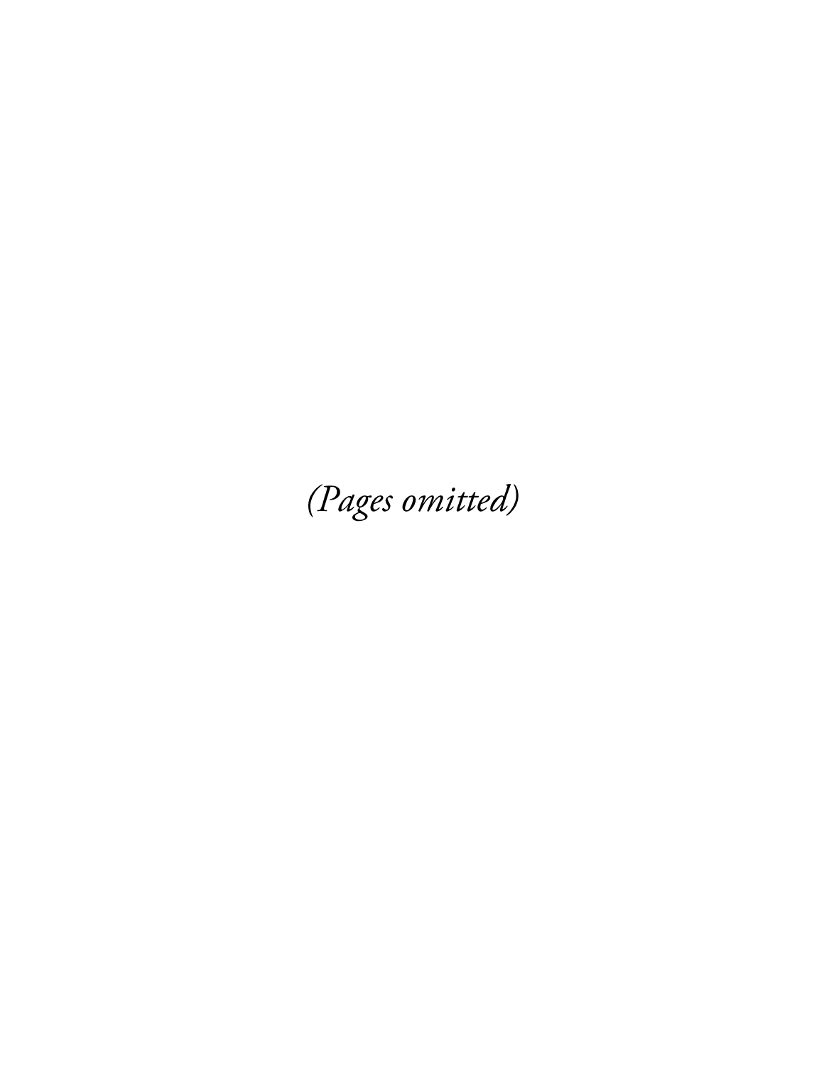*(Pages omitted)*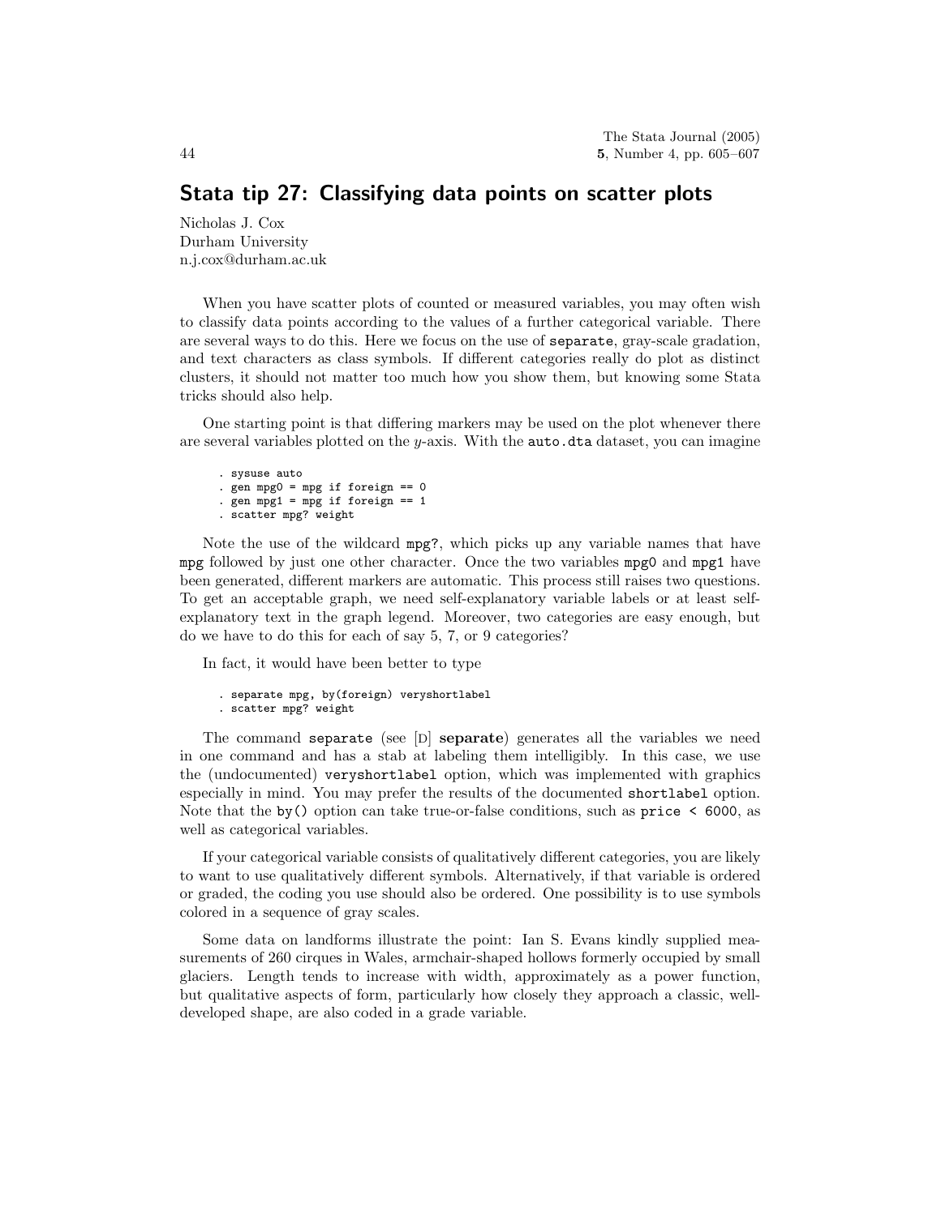## Stata tip 27: Classifying data points on scatter plots

Nicholas J. Cox
Durham University
n.j.cox@durham.ac.uk

When you have scatter plots of counted or measured variables, you may often wish to classify data points according to the values of a further categorical variable. There are several ways to do this. Here we focus on the use of `separate`, gray-scale gradation, and text characters as class symbols. If different categories really do plot as distinct clusters, it should not matter too much how you show them, but knowing some Stata tricks should also help.

One starting point is that differing markers may be used on the plot whenever there are several variables plotted on the $y$-axis. With the `auto.dta` dataset, you can imagine

```
. sysuse auto
. gen mpg0 = mpg if foreign == 0
. gen mpg1 = mpg if foreign == 1
. scatter mpg? weight
```

Note the use of the wildcard `mpg?`, which picks up any variable names that have `mpg` followed by just one other character. Once the two variables `mpg0` and `mpg1` have been generated, different markers are automatic. This process still raises two questions. To get an acceptable graph, we need self-explanatory variable labels or at least self-explanatory text in the graph legend. Moreover, two categories are easy enough, but do we have to do this for each of say 5, 7, or 9 categories?

In fact, it would have been better to type

```
. separate mpg, by(foreign) veryshortlabel
. scatter mpg? weight
```

The command `separate` (see [D] **separate**) generates all the variables we need in one command and has a stab at labeling them intelligibly. In this case, we use the (undocumented) `veryshortlabel` option, which was implemented with graphics especially in mind. You may prefer the results of the documented `shortlabel` option. Note that the `by()` option can take true-or-false conditions, such as `price < 6000`, as well as categorical variables.

If your categorical variable consists of qualitatively different categories, you are likely to want to use qualitatively different symbols. Alternatively, if that variable is ordered or graded, the coding you use should also be ordered. One possibility is to use symbols colored in a sequence of gray scales.

Some data on landforms illustrate the point: Ian S. Evans kindly supplied measurements of 260 cirques in Wales, armchair-shaped hollows formerly occupied by small glaciers. Length tends to increase with width, approximately as a power function, but qualitative aspects of form, particularly how closely they approach a classic, well-developed shape, are also coded in a grade variable.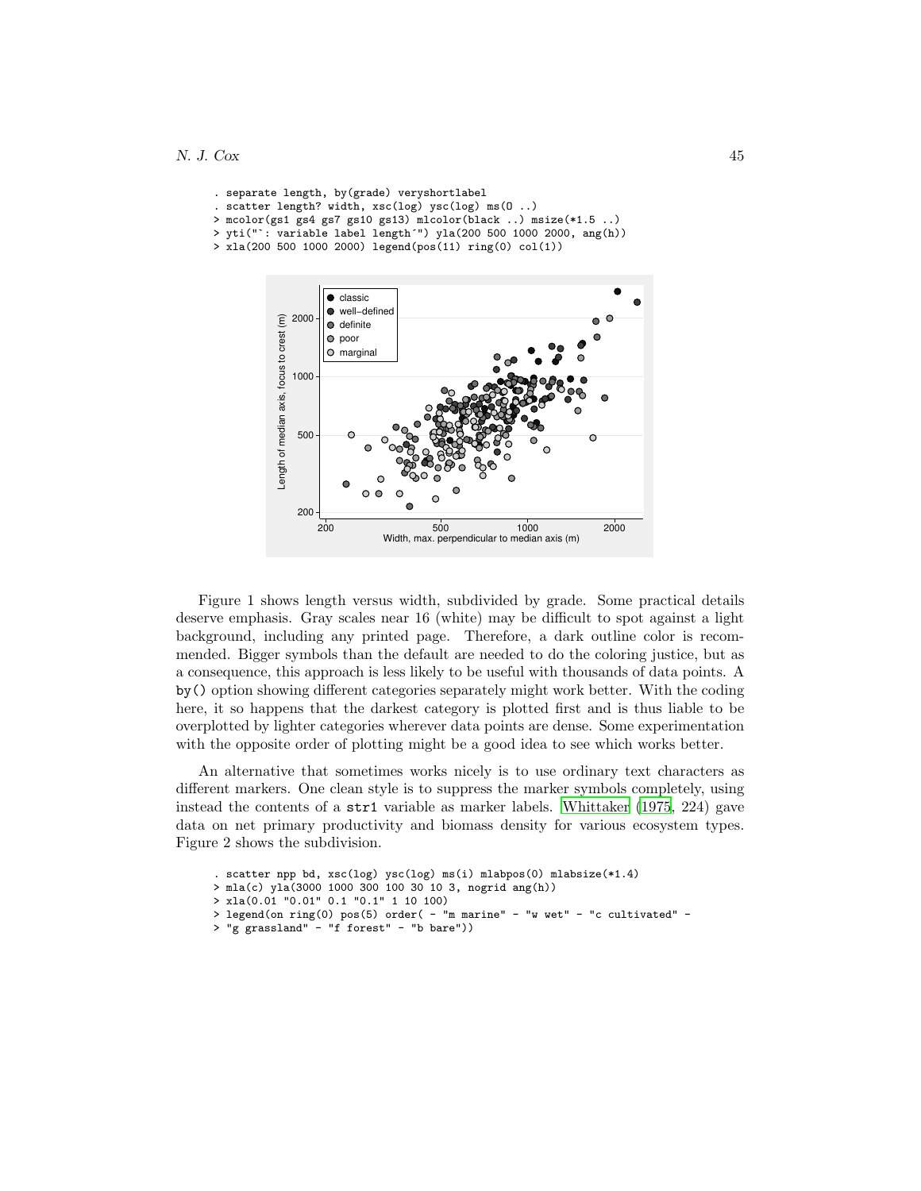```
. separate length, by(grade) veryshortlabel
. scatter length? width, xsc(log) ysc(log) ms(O ..)
> mcolor(gs1 gs4 gs7 gs10 gs13) mlcolor(black ..) msize(*1.5 ..)
> yti("`: variable label length´") yla(200 500 1000 2000, ang(h))
> xla(200 500 1000 2000) legend(pos(11) ring(0) col(1))
```

Figure 1 shows length versus width, subdivided by grade. Some practical details deserve emphasis. Gray scales near 16 (white) may be difficult to spot against a light background, including any printed page. Therefore, a dark outline color is recommended. Bigger symbols than the default are needed to do the coloring justice, but as a consequence, this approach is less likely to be useful with thousands of data points. A by() option showing different categories separately might work better. With the coding here, it so happens that the darkest category is plotted first and is thus liable to be overplotted by lighter categories wherever data points are dense. Some experimentation with the opposite order of plotting might be a good idea to see which works better.

An alternative that sometimes works nicely is to use ordinary text characters as different markers. One clean style is to suppress the marker symbols completely, using instead the contents of a str1 variable as marker labels. Whittaker (1975, 224) gave data on net primary productivity and biomass density for various ecosystem types. Figure 2 shows the subdivision.

```
. scatter npp bd, xsc(log) ysc(log) ms(i) mlabpos(0) mlabsize(*1.4)
> mla(c) yla(3000 1000 300 100 30 10 3, nogrid ang(h))
> xla(0.01 "0.01" 0.1 "0.1" 1 10 100)
> legend(on ring(0) pos(5) order( - "m marine" - "w wet" - "c cultivated" -
> "g grassland" - "f forest" - "b bare"))
```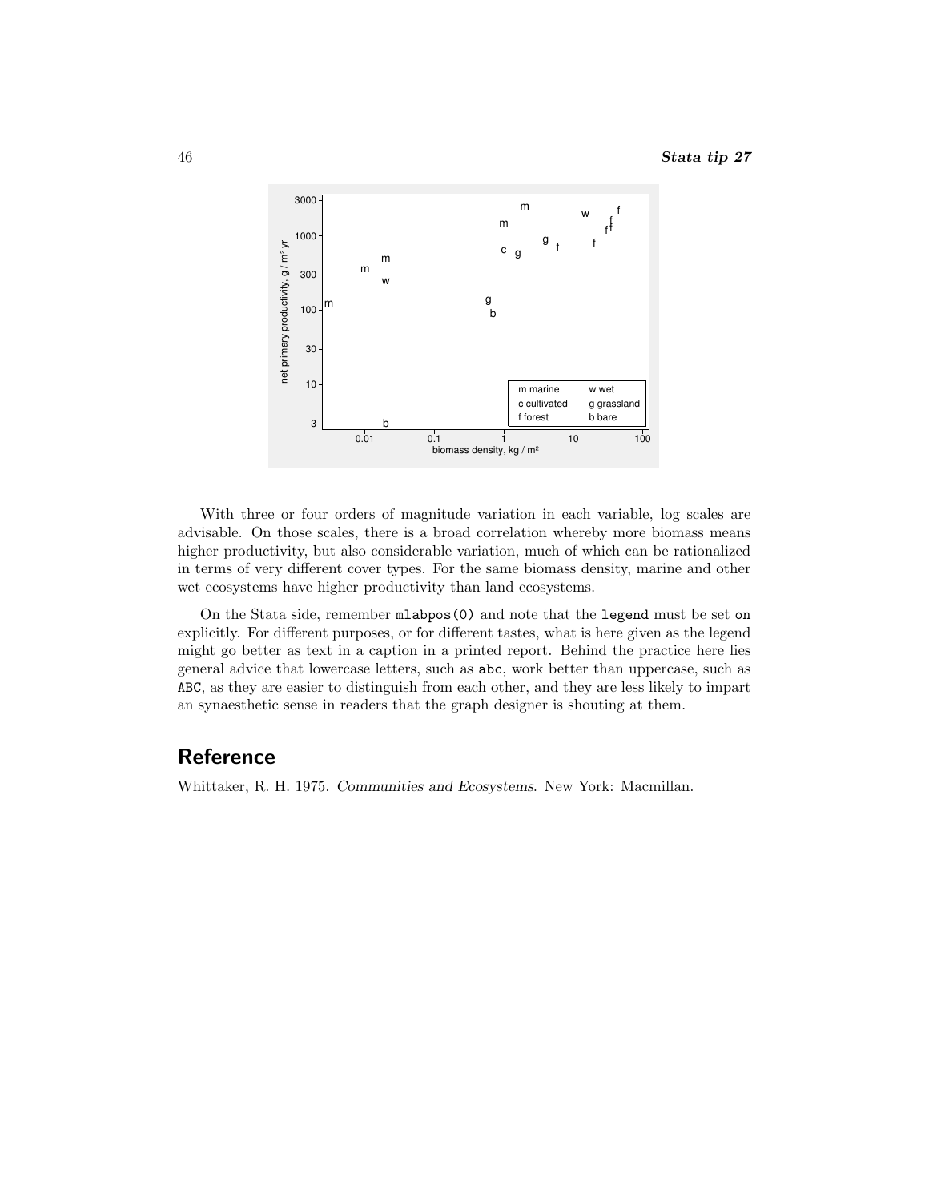With three or four orders of magnitude variation in each variable, log scales are advisable. On those scales, there is a broad correlation whereby more biomass means higher productivity, but also considerable variation, much of which can be rationalized in terms of very different cover types. For the same biomass density, marine and other wet ecosystems have higher productivity than land ecosystems.

On the Stata side, remember `mlabpos(0)` and note that the `legend` must be set `on` explicitly. For different purposes, or for different tastes, what is here given as the legend might go better as text in a caption in a printed report. Behind the practice here lies general advice that lowercase letters, such as `abc`, work better than uppercase, such as `ABC`, as they are easier to distinguish from each other, and they are less likely to impart an synaesthetic sense in readers that the graph designer is shouting at them.

## Reference

Whittaker, R. H. 1975. *Communities and Ecosystems*. New York: Macmillan.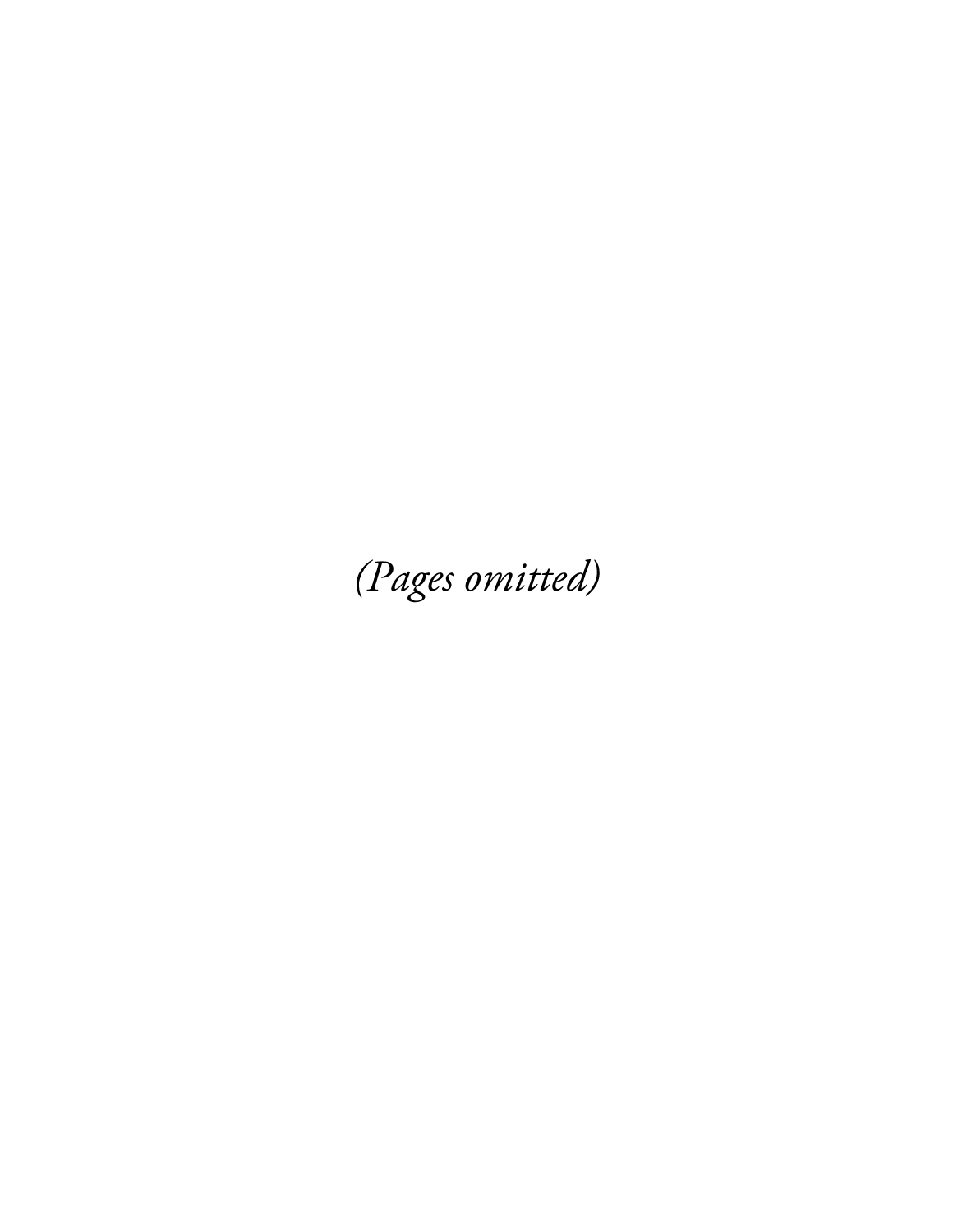*(Pages omitted)*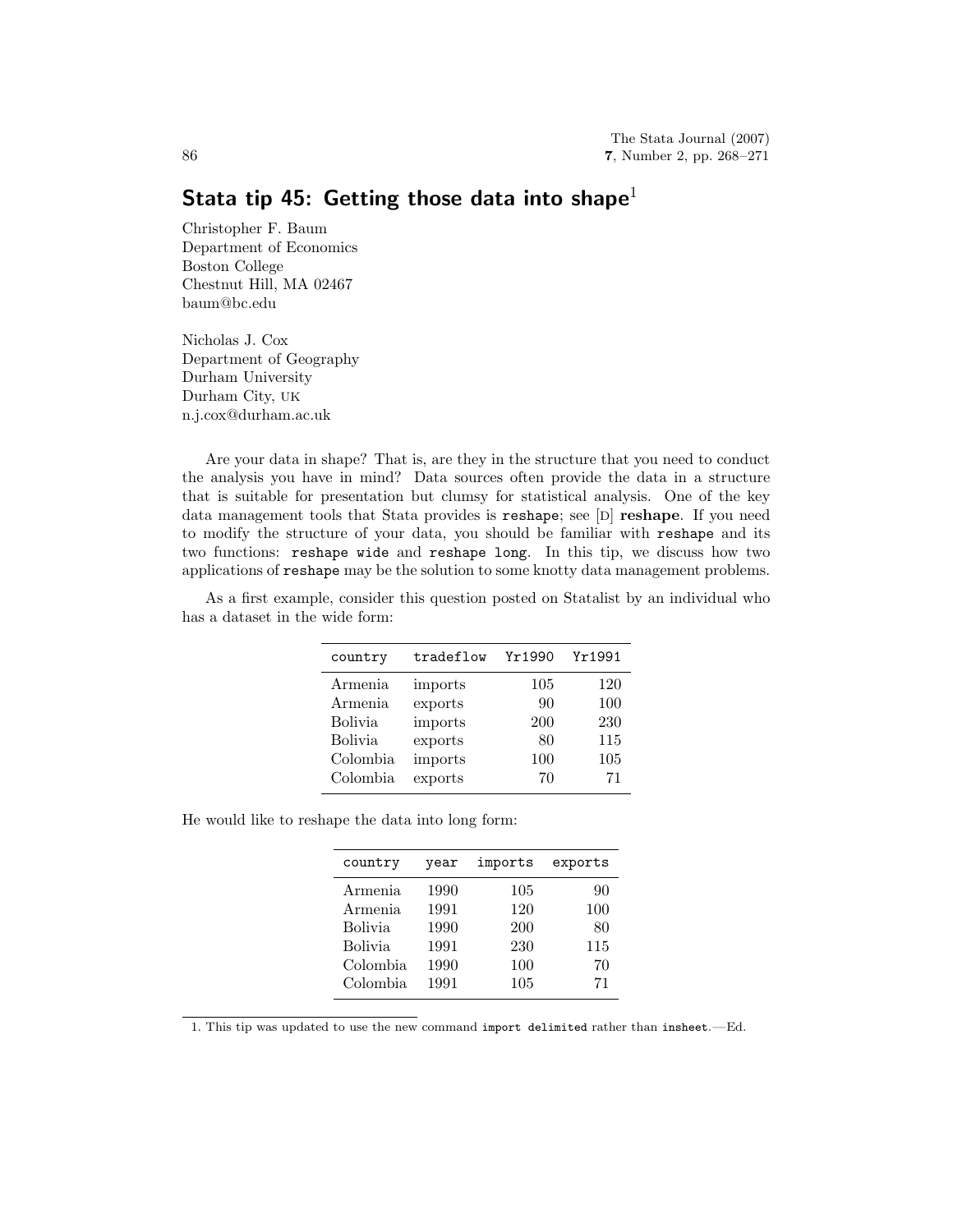# Stata tip 45: Getting those data into shape[1]

Christopher F. Baum
Department of Economics
Boston College
Chestnut Hill, MA 02467
baum@bc.edu

Nicholas J. Cox
Department of Geography
Durham University
Durham City, UK
n.j.cox@durham.ac.uk

Are your data in shape? That is, are they in the structure that you need to conduct the analysis you have in mind? Data sources often provide the data in a structure that is suitable for presentation but clumsy for statistical analysis. One of the key data management tools that Stata provides is `reshape`; see [D] **reshape**. If you need to modify the structure of your data, you should be familiar with `reshape` and its two functions: `reshape wide` and `reshape long`. In this tip, we discuss how two applications of `reshape` may be the solution to some knotty data management problems.

As a first example, consider this question posted on Statalist by an individual who has a dataset in the wide form:

| country | tradeflow | Yr1990 | Yr1991 |
|---|---|---|---|
| Armenia | imports | 105 | 120 |
| Armenia | exports | 90 | 100 |
| Bolivia | imports | 200 | 230 |
| Bolivia | exports | 80 | 115 |
| Colombia | imports | 100 | 105 |
| Colombia | exports | 70 | 71 |

He would like to reshape the data into long form:

| country | year | imports | exports |
|---|---|---|---|
| Armenia | 1990 | 105 | 90 |
| Armenia | 1991 | 120 | 100 |
| Bolivia | 1990 | 200 | 80 |
| Bolivia | 1991 | 230 | 115 |
| Colombia | 1990 | 100 | 70 |
| Colombia | 1991 | 105 | 71 |

1. This tip was updated to use the new command `import delimited` rather than `insheet`.—Ed.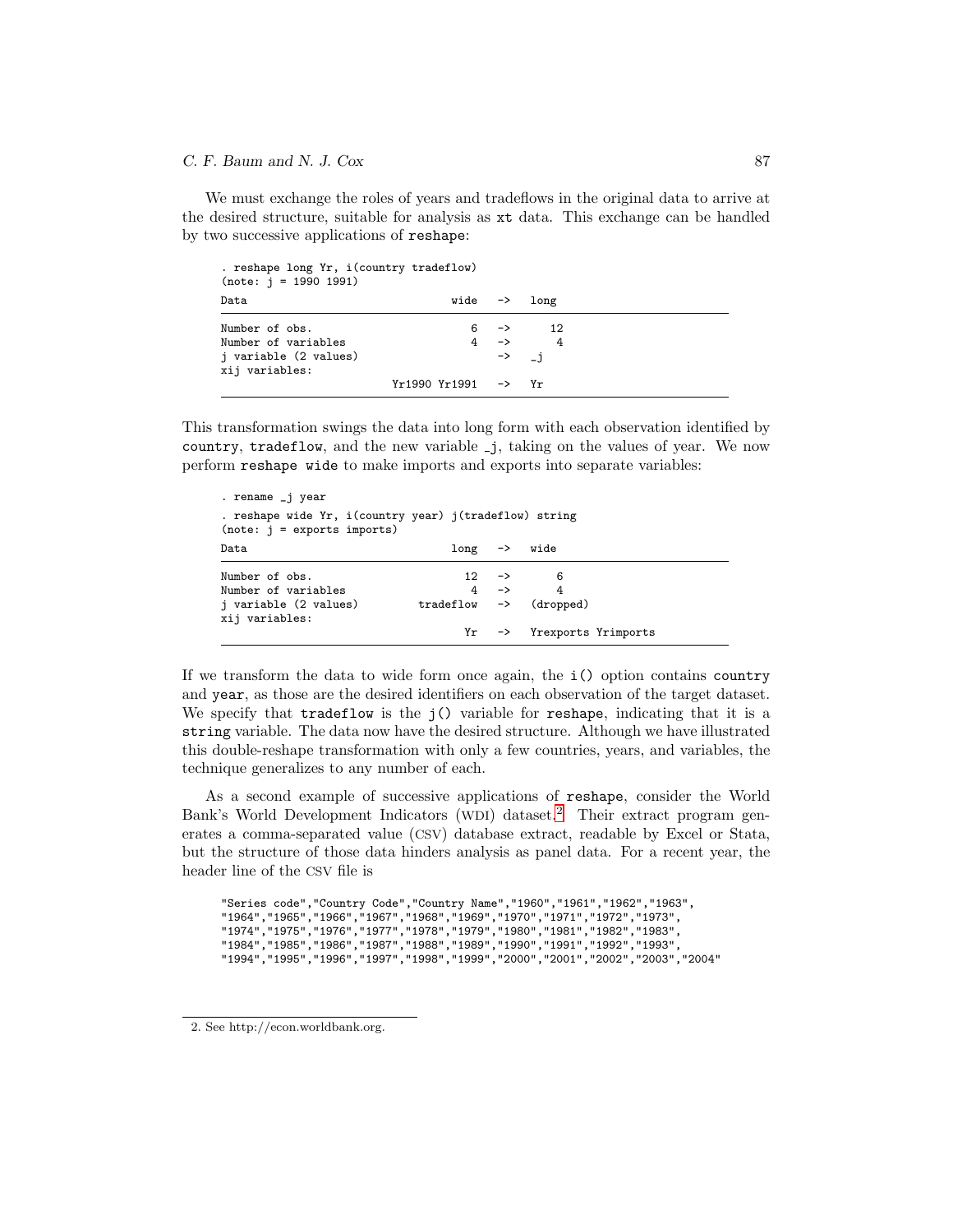We must exchange the roles of years and tradeflows in the original data to arrive at the desired structure, suitable for analysis as xt data. This exchange can be handled by two successive applications of reshape:

```
. reshape long Yr, i(country tradeflow)
(note: j = 1990 1991)
Data                               wide   ->   long
-----------------------------------------------------------------------------
Number of obs.                        6   ->      12
Number of variables                   4   ->       4
j variable (2 values)                     ->   _j
xij variables:
                            Yr1990 Yr1991   ->   Yr
-----------------------------------------------------------------------------
```

This transformation swings the data into long form with each observation identified by country, tradeflow, and the new variable _j, taking on the values of year. We now perform reshape wide to make imports and exports into separate variables:

```
. rename _j year
. reshape wide Yr, i(country year) j(tradeflow) string
(note: j = exports imports)
Data                               long   ->   wide
-----------------------------------------------------------------------------
Number of obs.                       12   ->       6
Number of variables                   4   ->       4
j variable (2 values)         tradeflow   ->   (dropped)
xij variables:
                                     Yr   ->   Yrexports Yrimports
-----------------------------------------------------------------------------
```

If we transform the data to wide form once again, the i() option contains country and year, as those are the desired identifiers on each observation of the target dataset. We specify that tradeflow is the j() variable for reshape, indicating that it is a string variable. The data now have the desired structure. Although we have illustrated this double-reshape transformation with only a few countries, years, and variables, the technique generalizes to any number of each.

As a second example of successive applications of reshape, consider the World Bank's World Development Indicators (WDI) dataset.[2] Their extract program generates a comma-separated value (CSV) database extract, readable by Excel or Stata, but the structure of those data hinders analysis as panel data. For a recent year, the header line of the CSV file is

```
"Series code","Country Code","Country Name","1960","1961","1962","1963",
"1964","1965","1966","1967","1968","1969","1970","1971","1972","1973",
"1974","1975","1976","1977","1978","1979","1980","1981","1982","1983",
"1984","1985","1986","1987","1988","1989","1990","1991","1992","1993",
"1994","1995","1996","1997","1998","1999","2000","2001","2002","2003","2004"
```

2. See http://econ.worldbank.org.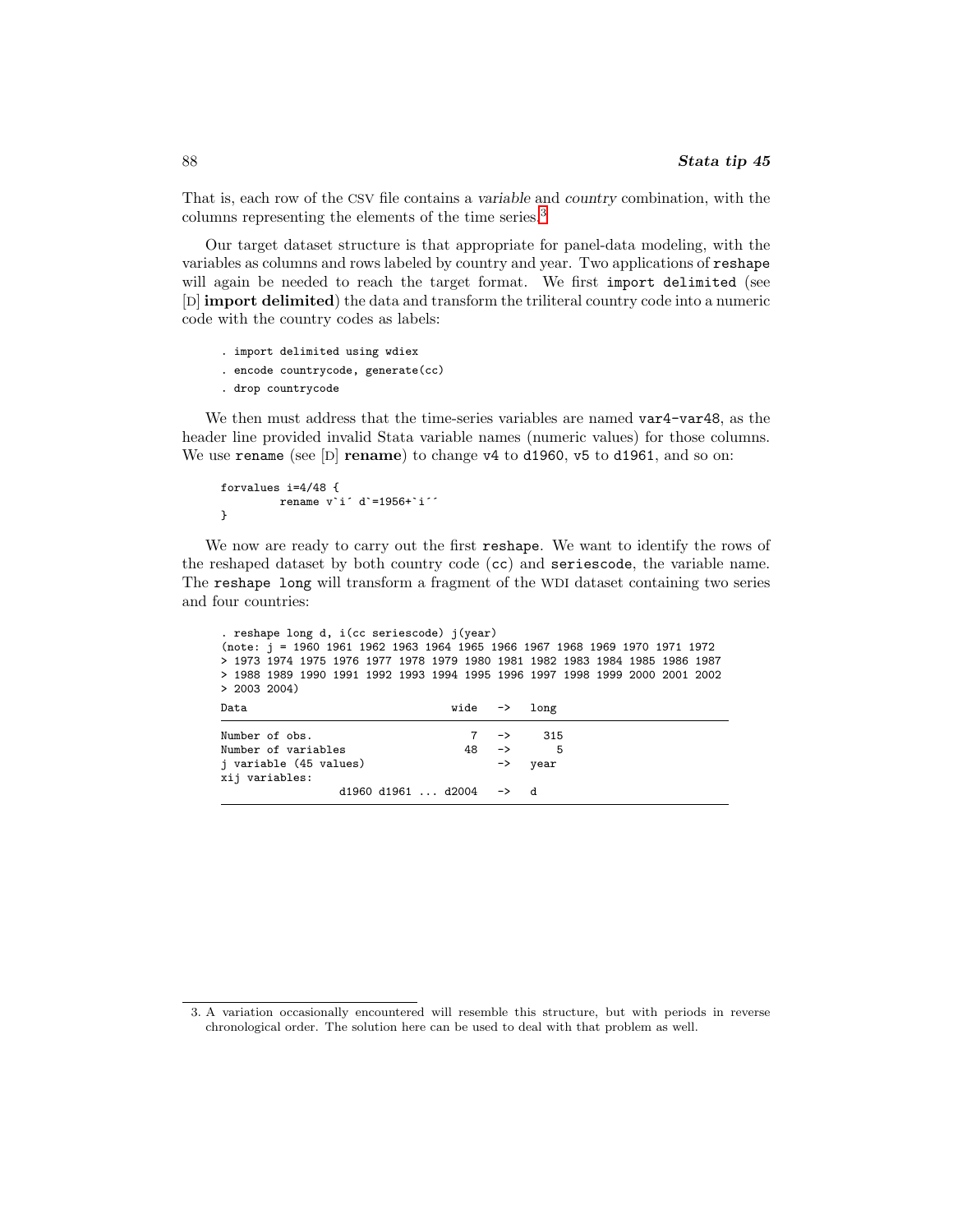That is, each row of the CSV file contains a *variable* and *country* combination, with the columns representing the elements of the time series.[3]

Our target dataset structure is that appropriate for panel-data modeling, with the variables as columns and rows labeled by country and year. Two applications of `reshape` will again be needed to reach the target format. We first `import delimited` (see [D] **import delimited**) the data and transform the triliteral country code into a numeric code with the country codes as labels:

```
. import delimited using wdiex
. encode countrycode, generate(cc)
. drop countrycode
```

We then must address that the time-series variables are named `var4-var48`, as the header line provided invalid Stata variable names (numeric values) for those columns. We use `rename` (see [D] **rename**) to change `v4` to `d1960`, `v5` to `d1961`, and so on:

```
forvalues i=4/48 {
        rename v`i´ d`=1956+`i´´
}
```

We now are ready to carry out the first `reshape`. We want to identify the rows of the reshaped dataset by both country code (`cc`) and `seriescode`, the variable name. The `reshape long` will transform a fragment of the WDI dataset containing two series and four countries:

```
. reshape long d, i(cc seriescode) j(year)
(note: j = 1960 1961 1962 1963 1964 1965 1966 1967 1968 1969 1970 1971 1972
> 1973 1974 1975 1976 1977 1978 1979 1980 1981 1982 1983 1984 1985 1986 1987
> 1988 1989 1990 1991 1992 1993 1994 1995 1996 1997 1998 1999 2000 2001 2002
> 2003 2004)
Data                               wide   ->   long
-----------------------------------------------------------------------------
Number of obs.                        7   ->     315
Number of variables                  48   ->       5
j variable (45 values)                    ->   year
xij variables:
                  d1960 d1961 ... d2004   ->   d
-----------------------------------------------------------------------------
```

3. A variation occasionally encountered will resemble this structure, but with periods in reverse chronological order. The solution here can be used to deal with that problem as well.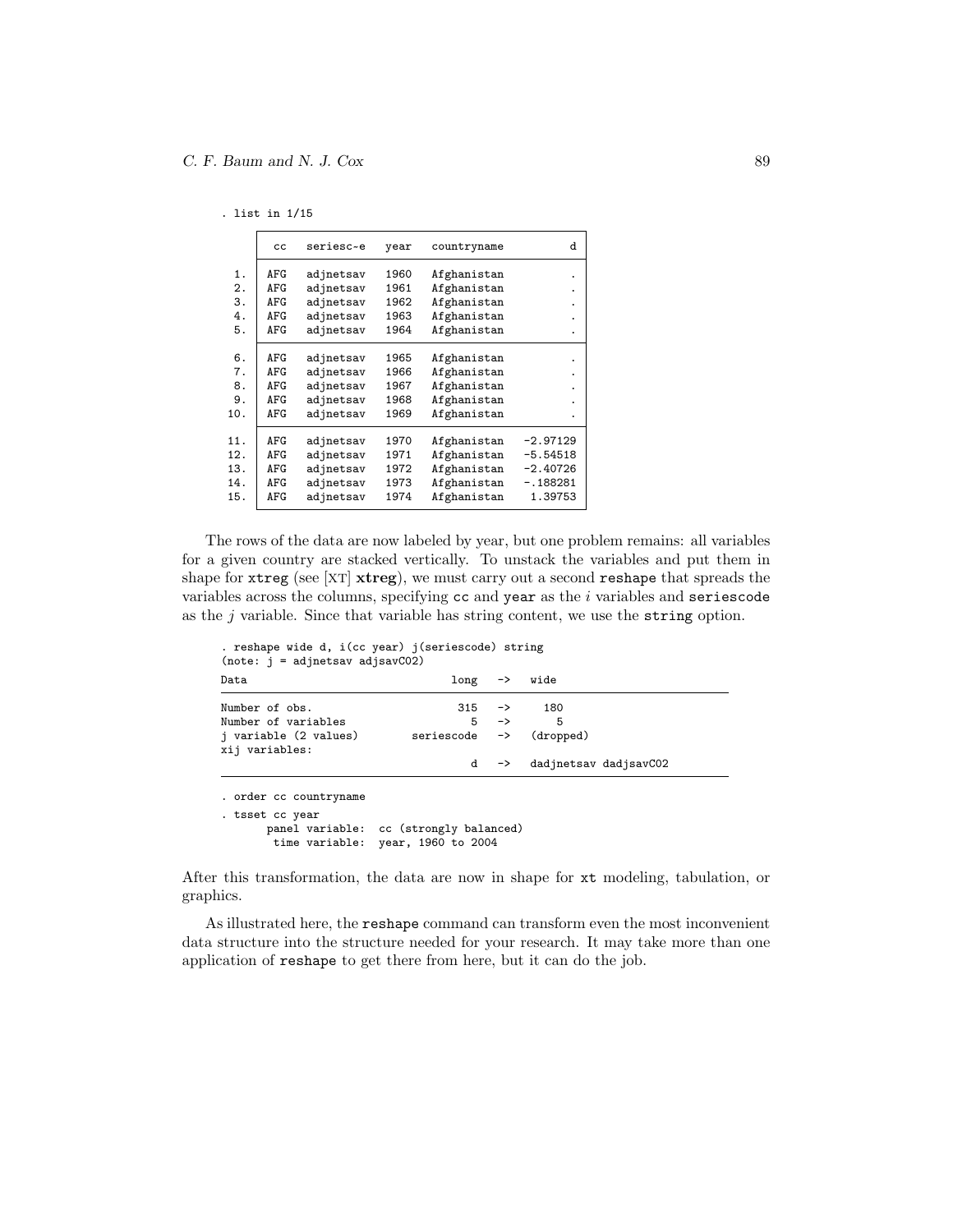```
. list in 1/15
```

| | cc | seriesc~e | year | countryname | d |
|---|---|---|---|---|---|
| 1. | AFG | adjnetsav | 1960 | Afghanistan | . |
| 2. | AFG | adjnetsav | 1961 | Afghanistan | . |
| 3. | AFG | adjnetsav | 1962 | Afghanistan | . |
| 4. | AFG | adjnetsav | 1963 | Afghanistan | . |
| 5. | AFG | adjnetsav | 1964 | Afghanistan | . |
| 6. | AFG | adjnetsav | 1965 | Afghanistan | . |
| 7. | AFG | adjnetsav | 1966 | Afghanistan | . |
| 8. | AFG | adjnetsav | 1967 | Afghanistan | . |
| 9. | AFG | adjnetsav | 1968 | Afghanistan | . |
| 10. | AFG | adjnetsav | 1969 | Afghanistan | . |
| 11. | AFG | adjnetsav | 1970 | Afghanistan | -2.97129 |
| 12. | AFG | adjnetsav | 1971 | Afghanistan | -5.54518 |
| 13. | AFG | adjnetsav | 1972 | Afghanistan | -2.40726 |
| 14. | AFG | adjnetsav | 1973 | Afghanistan | -.188281 |
| 15. | AFG | adjnetsav | 1974 | Afghanistan | 1.39753 |

The rows of the data are now labeled by year, but one problem remains: all variables for a given country are stacked vertically. To unstack the variables and put them in shape for `xtreg` (see [XT] **xtreg**), we must carry out a second `reshape` that spreads the variables across the columns, specifying `cc` and `year` as the $i$ variables and `seriescode` as the $j$ variable. Since that variable has string content, we use the `string` option.

```
. reshape wide d, i(cc year) j(seriescode) string
(note: j = adjnetsav adjsavC02)
Data                               long   ->   wide
-----------------------------------------------------------------------------
Number of obs.                      315   ->    180
Number of variables                   5   ->      5
j variable (2 values)        seriescode   ->   (dropped)
xij variables:
                                      d   ->   dadjnetsav dadjsavC02
-----------------------------------------------------------------------------

. order cc countryname
. tsset cc year
       panel variable:  cc (strongly balanced)
        time variable:  year, 1960 to 2004
```

After this transformation, the data are now in shape for `xt` modeling, tabulation, or graphics.

As illustrated here, the `reshape` command can transform even the most inconvenient data structure into the structure needed for your research. It may take more than one application of `reshape` to get there from here, but it can do the job.